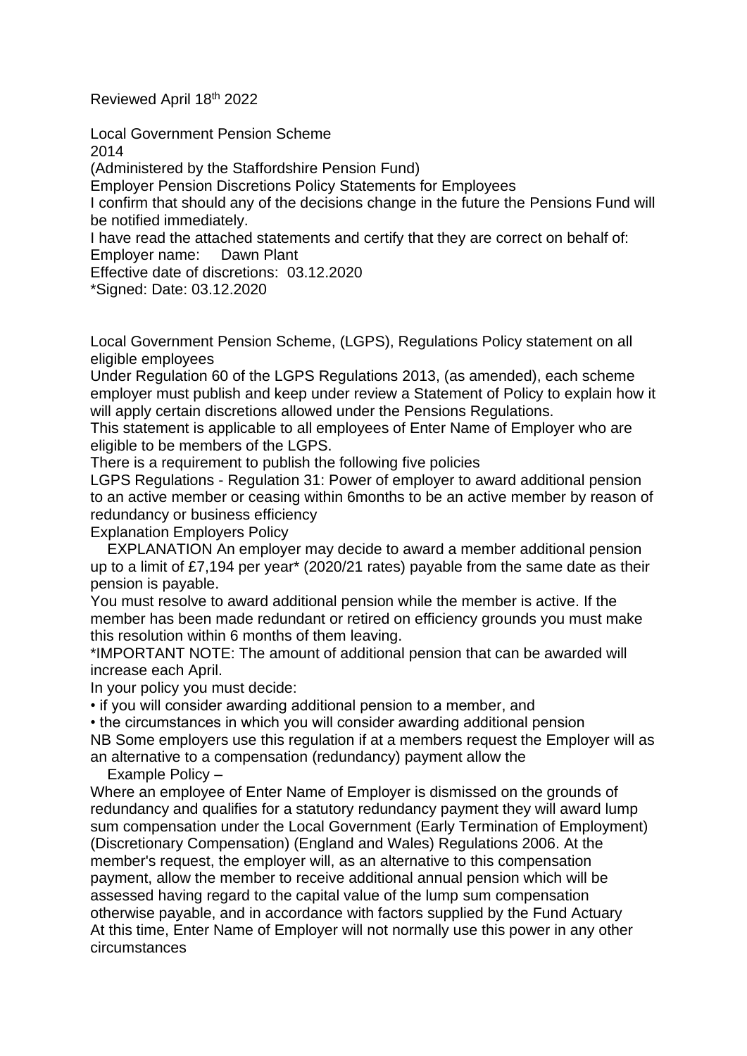Reviewed April 18th 2022

Local Government Pension Scheme
2014
(Administered by the Staffordshire Pension Fund)
Employer Pension Discretions Policy Statements for Employees

I confirm that should any of the decisions change in the future the Pensions Fund will be notified immediately.

I have read the attached statements and certify that they are correct on behalf of:

Employer name: Dawn Plant

Effective date of discretions: 03.12.2020

*Signed: Date: 03.12.2020

Local Government Pension Scheme, (LGPS), Regulations Policy statement on all eligible employees

Under Regulation 60 of the LGPS Regulations 2013, (as amended), each scheme employer must publish and keep under review a Statement of Policy to explain how it will apply certain discretions allowed under the Pensions Regulations.

This statement is applicable to all employees of Enter Name of Employer who are eligible to be members of the LGPS.

There is a requirement to publish the following five policies

LGPS Regulations - Regulation 31: Power of employer to award additional pension to an active member or ceasing within 6months to be an active member by reason of redundancy or business efficiency

Explanation Employers Policy

EXPLANATION An employer may decide to award a member additional pension up to a limit of £7,194 per year* (2020/21 rates) payable from the same date as their pension is payable.

You must resolve to award additional pension while the member is active. If the member has been made redundant or retired on efficiency grounds you must make this resolution within 6 months of them leaving.

*IMPORTANT NOTE: The amount of additional pension that can be awarded will increase each April.

In your policy you must decide:

- if you will consider awarding additional pension to a member, and
- the circumstances in which you will consider awarding additional pension

NB Some employers use this regulation if at a members request the Employer will as an alternative to a compensation (redundancy) payment allow the

Example Policy –

Where an employee of Enter Name of Employer is dismissed on the grounds of redundancy and qualifies for a statutory redundancy payment they will award lump sum compensation under the Local Government (Early Termination of Employment) (Discretionary Compensation) (England and Wales) Regulations 2006. At the member's request, the employer will, as an alternative to this compensation payment, allow the member to receive additional annual pension which will be assessed having regard to the capital value of the lump sum compensation otherwise payable, and in accordance with factors supplied by the Fund Actuary

At this time, Enter Name of Employer will not normally use this power in any other circumstances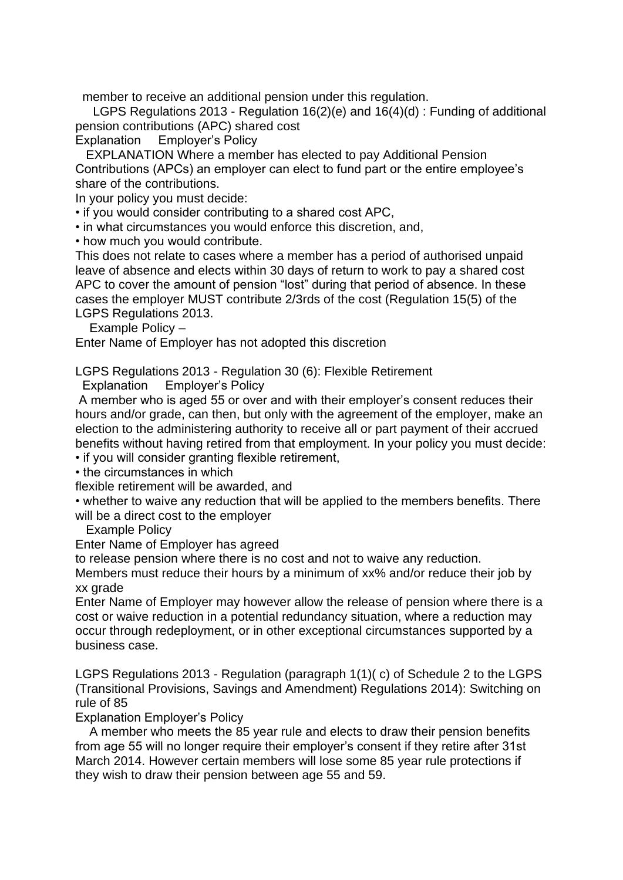member to receive an additional pension under this regulation.

LGPS Regulations 2013 - Regulation 16(2)(e) and 16(4)(d) : Funding of additional pension contributions (APC) shared cost

Explanation Employer's Policy

EXPLANATION Where a member has elected to pay Additional Pension Contributions (APCs) an employer can elect to fund part or the entire employee's share of the contributions.

In your policy you must decide:

- if you would consider contributing to a shared cost APC,
- in what circumstances you would enforce this discretion, and,
- how much you would contribute.

This does not relate to cases where a member has a period of authorised unpaid leave of absence and elects within 30 days of return to work to pay a shared cost APC to cover the amount of pension "lost" during that period of absence. In these cases the employer MUST contribute 2/3rds of the cost (Regulation 15(5) of the LGPS Regulations 2013.

Example Policy –

Enter Name of Employer has not adopted this discretion

LGPS Regulations 2013 - Regulation 30 (6): Flexible Retirement

Explanation Employer's Policy

A member who is aged 55 or over and with their employer's consent reduces their hours and/or grade, can then, but only with the agreement of the employer, make an election to the administering authority to receive all or part payment of their accrued benefits without having retired from that employment. In your policy you must decide:

- if you will consider granting flexible retirement,
- the circumstances in which flexible retirement will be awarded, and
- whether to waive any reduction that will be applied to the members benefits. There will be a direct cost to the employer

Example Policy

Enter Name of Employer has agreed to release pension where there is no cost and not to waive any reduction.

Members must reduce their hours by a minimum of xx% and/or reduce their job by xx grade

Enter Name of Employer may however allow the release of pension where there is a cost or waive reduction in a potential redundancy situation, where a reduction may occur through redeployment, or in other exceptional circumstances supported by a business case.

LGPS Regulations 2013 - Regulation (paragraph 1(1)( c) of Schedule 2 to the LGPS (Transitional Provisions, Savings and Amendment) Regulations 2014): Switching on rule of 85

Explanation Employer's Policy

A member who meets the 85 year rule and elects to draw their pension benefits from age 55 will no longer require their employer's consent if they retire after 31st March 2014. However certain members will lose some 85 year rule protections if they wish to draw their pension between age 55 and 59.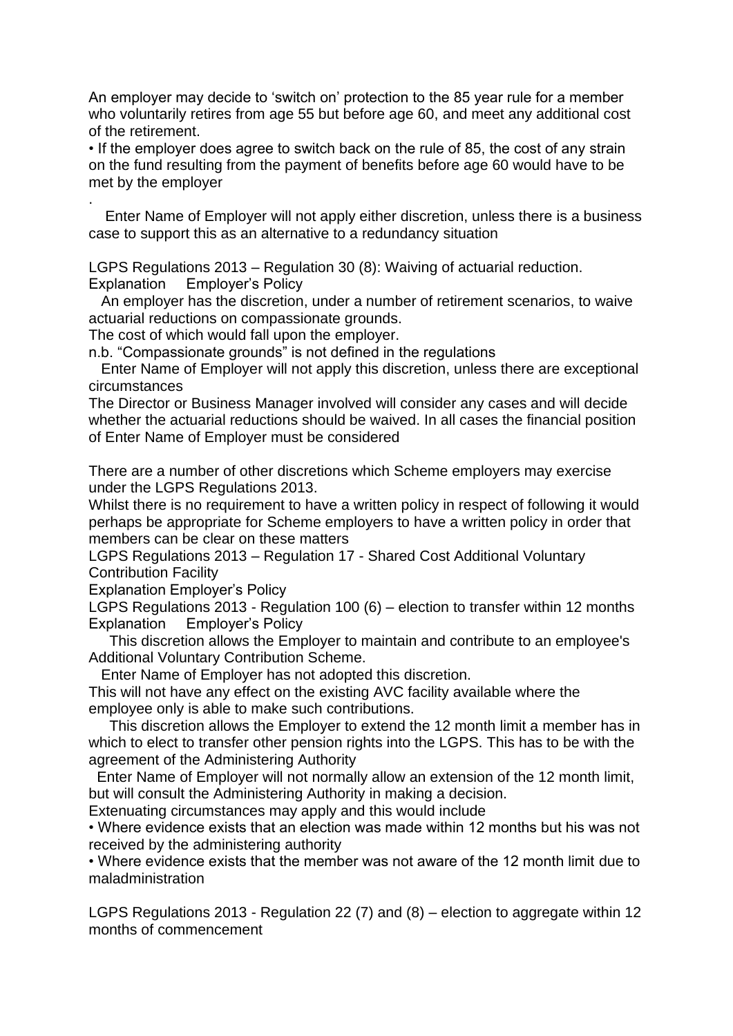An employer may decide to 'switch on' protection to the 85 year rule for a member who voluntarily retires from age 55 but before age 60, and meet any additional cost of the retirement.

• If the employer does agree to switch back on the rule of 85, the cost of any strain on the fund resulting from the payment of benefits before age 60 would have to be met by the employer

.

Enter Name of Employer will not apply either discretion, unless there is a business case to support this as an alternative to a redundancy situation

LGPS Regulations 2013 – Regulation 30 (8): Waiving of actuarial reduction.
Explanation Employer's Policy

An employer has the discretion, under a number of retirement scenarios, to waive actuarial reductions on compassionate grounds.
The cost of which would fall upon the employer.
n.b. "Compassionate grounds" is not defined in the regulations

Enter Name of Employer will not apply this discretion, unless there are exceptional circumstances
The Director or Business Manager involved will consider any cases and will decide whether the actuarial reductions should be waived. In all cases the financial position of Enter Name of Employer must be considered

There are a number of other discretions which Scheme employers may exercise under the LGPS Regulations 2013.
Whilst there is no requirement to have a written policy in respect of following it would perhaps be appropriate for Scheme employers to have a written policy in order that members can be clear on these matters

LGPS Regulations 2013 – Regulation 17 - Shared Cost Additional Voluntary Contribution Facility
Explanation Employer's Policy
LGPS Regulations 2013 - Regulation 100 (6) – election to transfer within 12 months
Explanation Employer's Policy

This discretion allows the Employer to maintain and contribute to an employee's Additional Voluntary Contribution Scheme.

Enter Name of Employer has not adopted this discretion.
This will not have any effect on the existing AVC facility available where the employee only is able to make such contributions.

This discretion allows the Employer to extend the 12 month limit a member has in which to elect to transfer other pension rights into the LGPS. This has to be with the agreement of the Administering Authority

Enter Name of Employer will not normally allow an extension of the 12 month limit, but will consult the Administering Authority in making a decision.
Extenuating circumstances may apply and this would include

• Where evidence exists that an election was made within 12 months but his was not received by the administering authority
• Where evidence exists that the member was not aware of the 12 month limit due to maladministration

LGPS Regulations 2013 - Regulation 22 (7) and (8) – election to aggregate within 12 months of commencement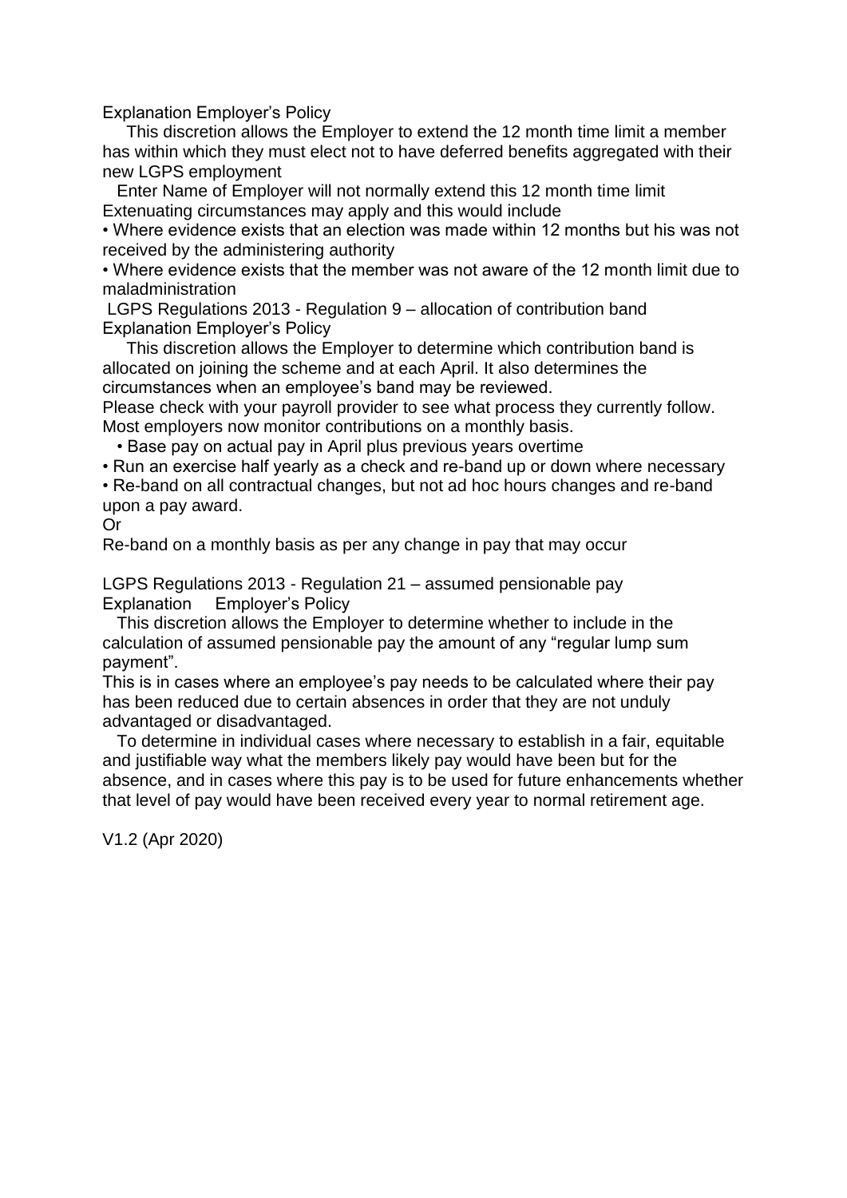Explanation Employer's Policy

This discretion allows the Employer to extend the 12 month time limit a member has within which they must elect not to have deferred benefits aggregated with their new LGPS employment

Enter Name of Employer will not normally extend this 12 month time limit

Extenuating circumstances may apply and this would include

- Where evidence exists that an election was made within 12 months but his was not received by the administering authority
- Where evidence exists that the member was not aware of the 12 month limit due to maladministration

LGPS Regulations 2013 - Regulation 9 – allocation of contribution band

Explanation Employer's Policy

This discretion allows the Employer to determine which contribution band is allocated on joining the scheme and at each April. It also determines the circumstances when an employee's band may be reviewed.

Please check with your payroll provider to see what process they currently follow. Most employers now monitor contributions on a monthly basis.

- Base pay on actual pay in April plus previous years overtime
- Run an exercise half yearly as a check and re-band up or down where necessary
- Re-band on all contractual changes, but not ad hoc hours changes and re-band upon a pay award.

Or

Re-band on a monthly basis as per any change in pay that may occur

LGPS Regulations 2013 - Regulation 21 – assumed pensionable pay

Explanation Employer's Policy

This discretion allows the Employer to determine whether to include in the calculation of assumed pensionable pay the amount of any "regular lump sum payment".

This is in cases where an employee's pay needs to be calculated where their pay has been reduced due to certain absences in order that they are not unduly advantaged or disadvantaged.

To determine in individual cases where necessary to establish in a fair, equitable and justifiable way what the members likely pay would have been but for the absence, and in cases where this pay is to be used for future enhancements whether that level of pay would have been received every year to normal retirement age.

V1.2 (Apr 2020)